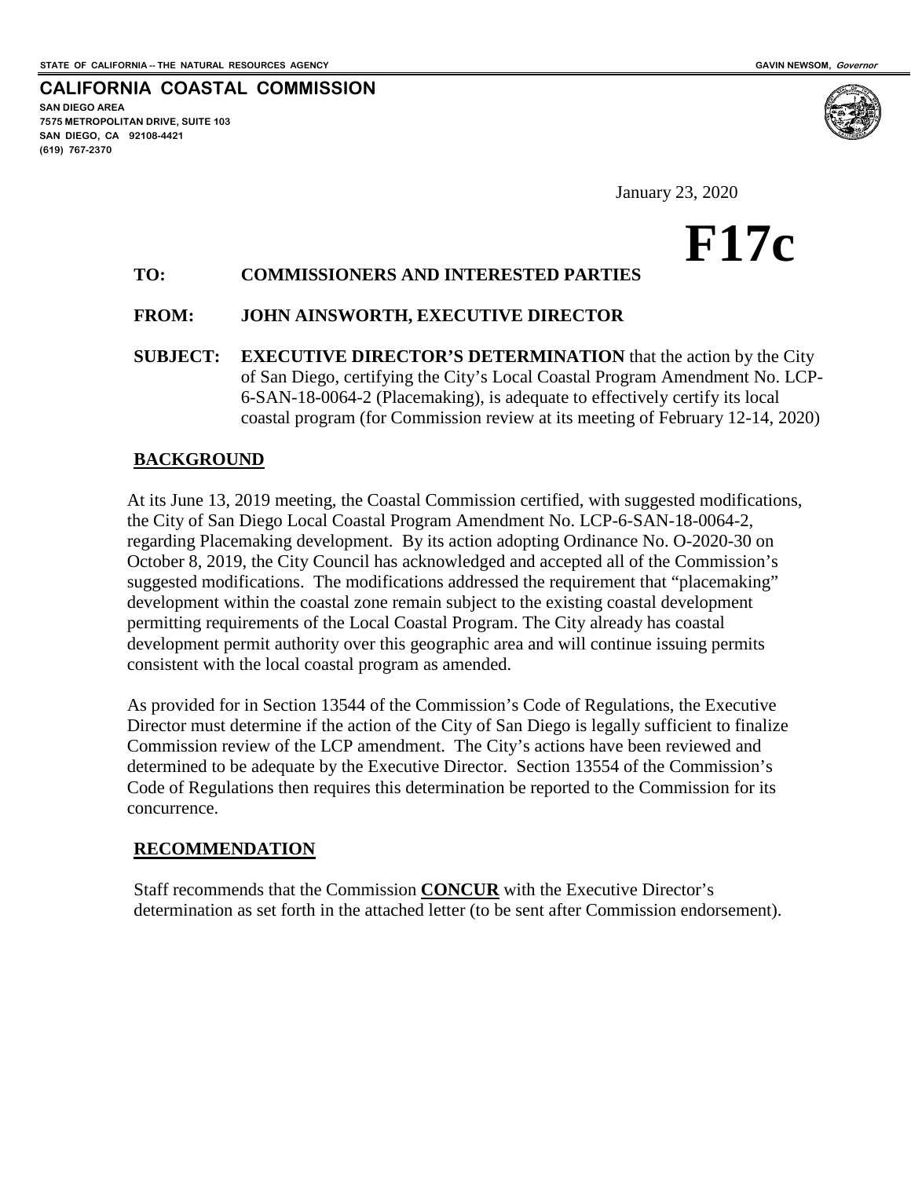STATE OF CALIFORNIA -- THE NATURAL RESOURCES AGENCY

GAVIN NEWSOM, *Governor*

**CALIFORNIA COASTAL COMMISSION**

**SAN DIEGO AREA**
**7575 METROPOLITAN DRIVE, SUITE 103**
**SAN DIEGO, CA 92108-4421**
**(619) 767-2370**

January 23, 2020

# F17c

**TO:** **COMMISSIONERS AND INTERESTED PARTIES**

**FROM:** **JOHN AINSWORTH, EXECUTIVE DIRECTOR**

**SUBJECT:** **EXECUTIVE DIRECTOR'S DETERMINATION** that the action by the City of San Diego, certifying the City's Local Coastal Program Amendment No. LCP-6-SAN-18-0064-2 (Placemaking), is adequate to effectively certify its local coastal program (for Commission review at its meeting of February 12-14, 2020)

## BACKGROUND

At its June 13, 2019 meeting, the Coastal Commission certified, with suggested modifications, the City of San Diego Local Coastal Program Amendment No. LCP-6-SAN-18-0064-2, regarding Placemaking development. By its action adopting Ordinance No. O-2020-30 on October 8, 2019, the City Council has acknowledged and accepted all of the Commission's suggested modifications. The modifications addressed the requirement that "placemaking" development within the coastal zone remain subject to the existing coastal development permitting requirements of the Local Coastal Program. The City already has coastal development permit authority over this geographic area and will continue issuing permits consistent with the local coastal program as amended.

As provided for in Section 13544 of the Commission's Code of Regulations, the Executive Director must determine if the action of the City of San Diego is legally sufficient to finalize Commission review of the LCP amendment. The City's actions have been reviewed and determined to be adequate by the Executive Director. Section 13554 of the Commission's Code of Regulations then requires this determination be reported to the Commission for its concurrence.

## RECOMMENDATION

Staff recommends that the Commission **CONCUR** with the Executive Director's determination as set forth in the attached letter (to be sent after Commission endorsement).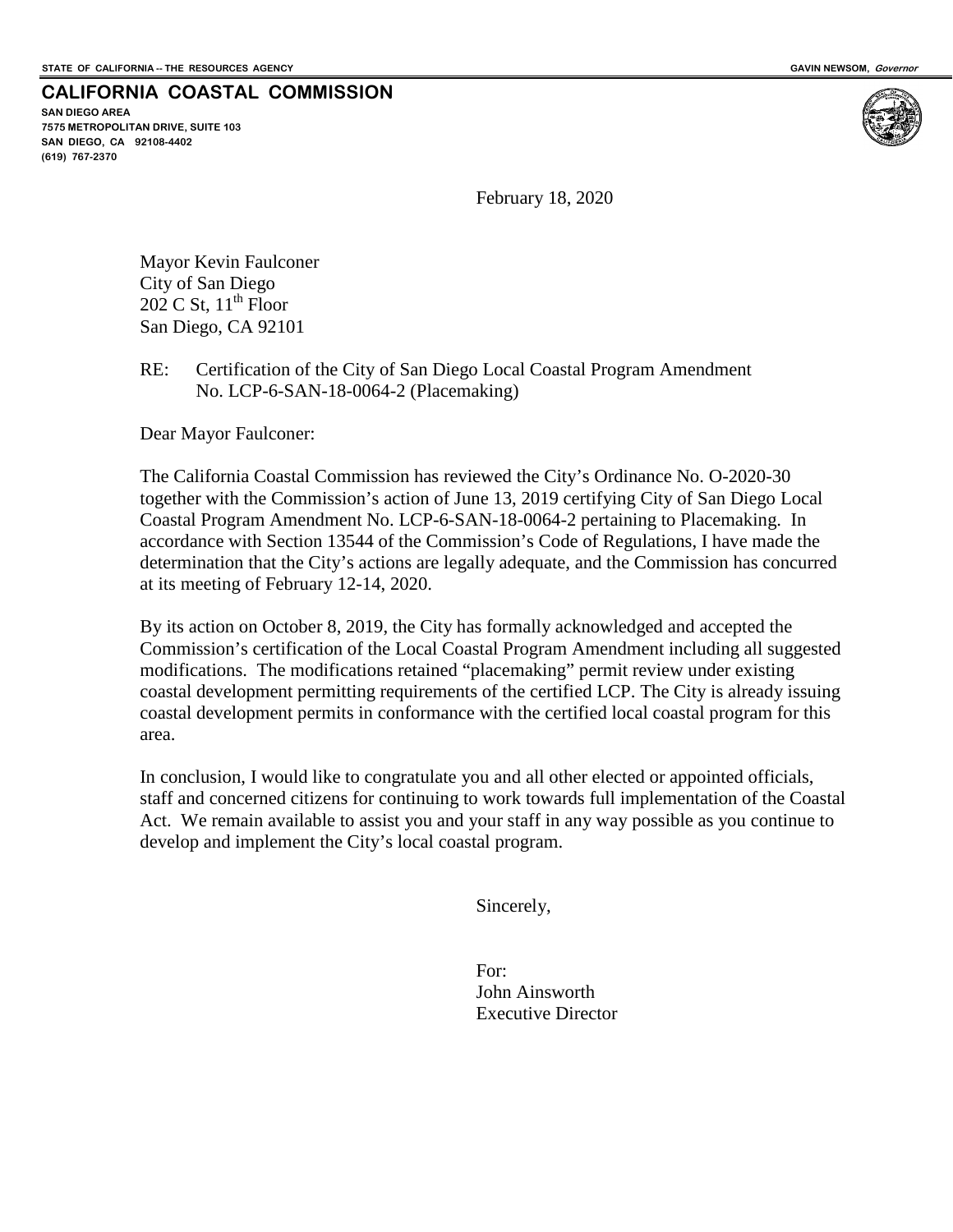STATE OF CALIFORNIA -- THE RESOURCES AGENCY GAVIN NEWSOM, *Governor*

**CALIFORNIA COASTAL COMMISSION**

**SAN DIEGO AREA**
**7575 METROPOLITAN DRIVE, SUITE 103**
**SAN DIEGO, CA 92108-4402**
**(619) 767-2370**

February 18, 2020

Mayor Kevin Faulconer
City of San Diego
202 C St, 11th Floor
San Diego, CA 92101

RE: Certification of the City of San Diego Local Coastal Program Amendment No. LCP-6-SAN-18-0064-2 (Placemaking)

Dear Mayor Faulconer:

The California Coastal Commission has reviewed the City's Ordinance No. O-2020-30 together with the Commission's action of June 13, 2019 certifying City of San Diego Local Coastal Program Amendment No. LCP-6-SAN-18-0064-2 pertaining to Placemaking. In accordance with Section 13544 of the Commission's Code of Regulations, I have made the determination that the City's actions are legally adequate, and the Commission has concurred at its meeting of February 12-14, 2020.

By its action on October 8, 2019, the City has formally acknowledged and accepted the Commission's certification of the Local Coastal Program Amendment including all suggested modifications. The modifications retained "placemaking" permit review under existing coastal development permitting requirements of the certified LCP. The City is already issuing coastal development permits in conformance with the certified local coastal program for this area.

In conclusion, I would like to congratulate you and all other elected or appointed officials, staff and concerned citizens for continuing to work towards full implementation of the Coastal Act. We remain available to assist you and your staff in any way possible as you continue to develop and implement the City's local coastal program.

Sincerely,

For:
John Ainsworth
Executive Director